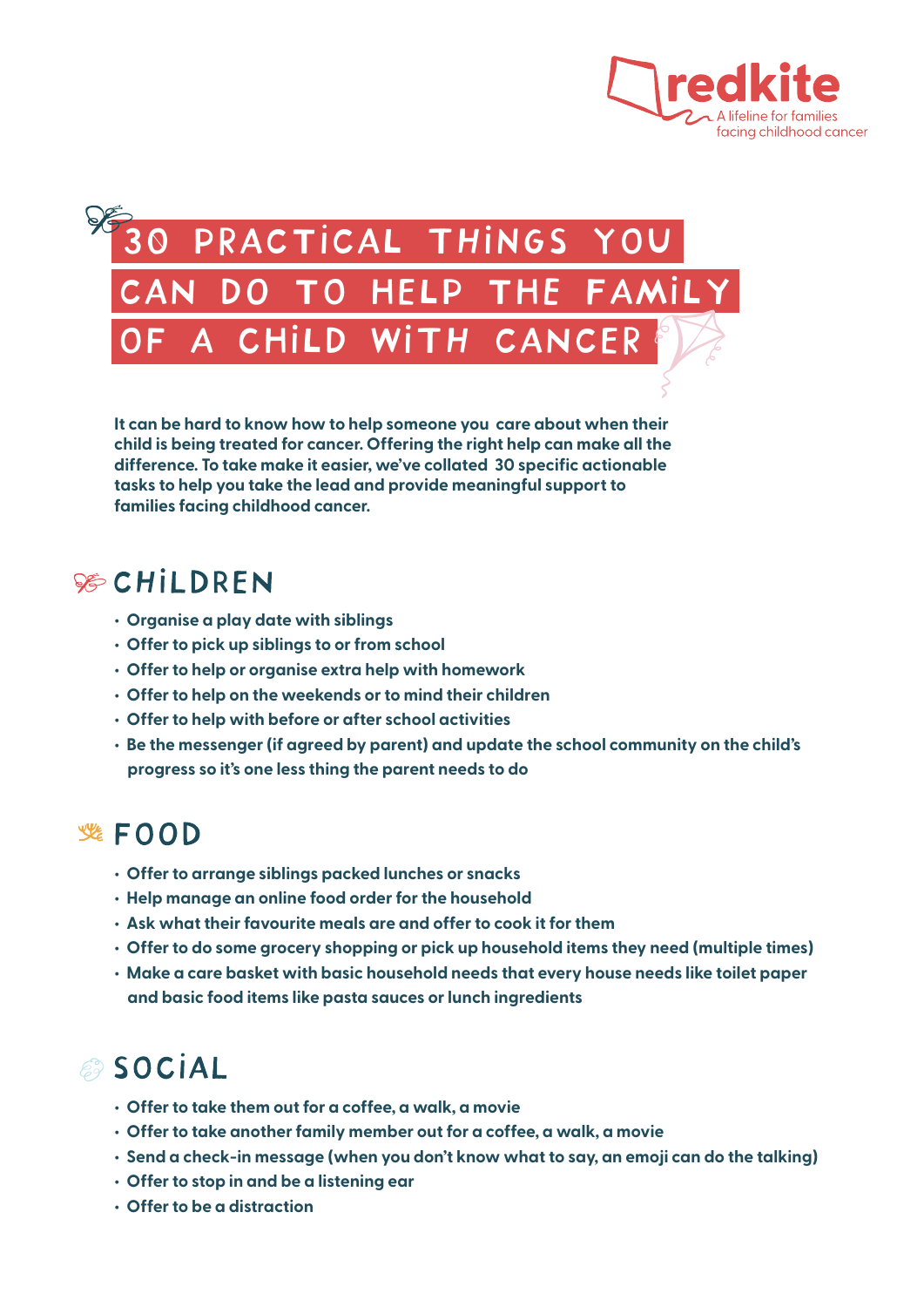redkite

A lifeline for families facing childhood cancer

# 30 PRACTICAL THINGS YOU CAN DO TO HELP THE FAMILY OF A CHILD WITH CANCER

**It can be hard to know how to help someone you care about when their child is being treated for cancer. Offering the right help can make all the difference. To take make it easier, we've collated 30 specific actionable tasks to help you take the lead and provide meaningful support to families facing childhood cancer.**

## CHILDREN

- Organise a play date with siblings
- Offer to pick up siblings to or from school
- Offer to help or organise extra help with homework
- Offer to help on the weekends or to mind their children
- Offer to help with before or after school activities
- Be the messenger (if agreed by parent) and update the school community on the child's progress so it's one less thing the parent needs to do

## FOOD

- Offer to arrange siblings packed lunches or snacks
- Help manage an online food order for the household
- Ask what their favourite meals are and offer to cook it for them
- Offer to do some grocery shopping or pick up household items they need (multiple times)
- Make a care basket with basic household needs that every house needs like toilet paper and basic food items like pasta sauces or lunch ingredients

## SOCIAL

- Offer to take them out for a coffee, a walk, a movie
- Offer to take another family member out for a coffee, a walk, a movie
- Send a check-in message (when you don't know what to say, an emoji can do the talking)
- Offer to stop in and be a listening ear
- Offer to be a distraction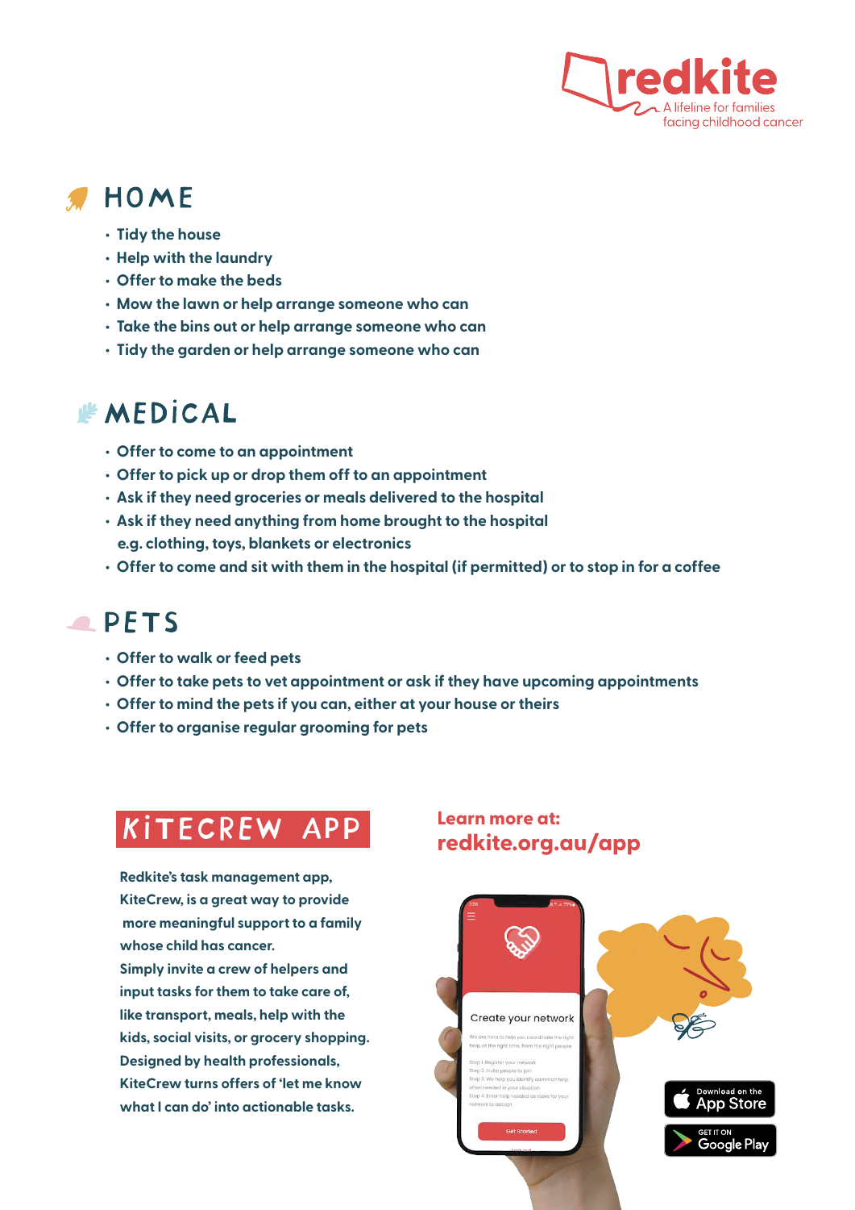redkite

A lifeline for families facing childhood cancer

## HOME

- Tidy the house
- Help with the laundry
- Offer to make the beds
- Mow the lawn or help arrange someone who can
- Take the bins out or help arrange someone who can
- Tidy the garden or help arrange someone who can

## MEDICAL

- Offer to come to an appointment
- Offer to pick up or drop them off to an appointment
- Ask if they need groceries or meals delivered to the hospital
- Ask if they need anything from home brought to the hospital e.g. clothing, toys, blankets or electronics
- Offer to come and sit with them in the hospital (if permitted) or to stop in for a coffee

## PETS

- Offer to walk or feed pets
- Offer to take pets to vet appointment or ask if they have upcoming appointments
- Offer to mind the pets if you can, either at your house or theirs
- Offer to organise regular grooming for pets

## KITECREW APP

Redkite's task management app, KiteCrew, is a great way to provide more meaningful support to a family whose child has cancer. Simply invite a crew of helpers and input tasks for them to take care of, like transport, meals, help with the kids, social visits, or grocery shopping. Designed by health professionals, KiteCrew turns offers of 'let me know what I can do' into actionable tasks.

**Learn more at:**
**redkite.org.au/app**

Download on the App Store

GET IT ON Google Play